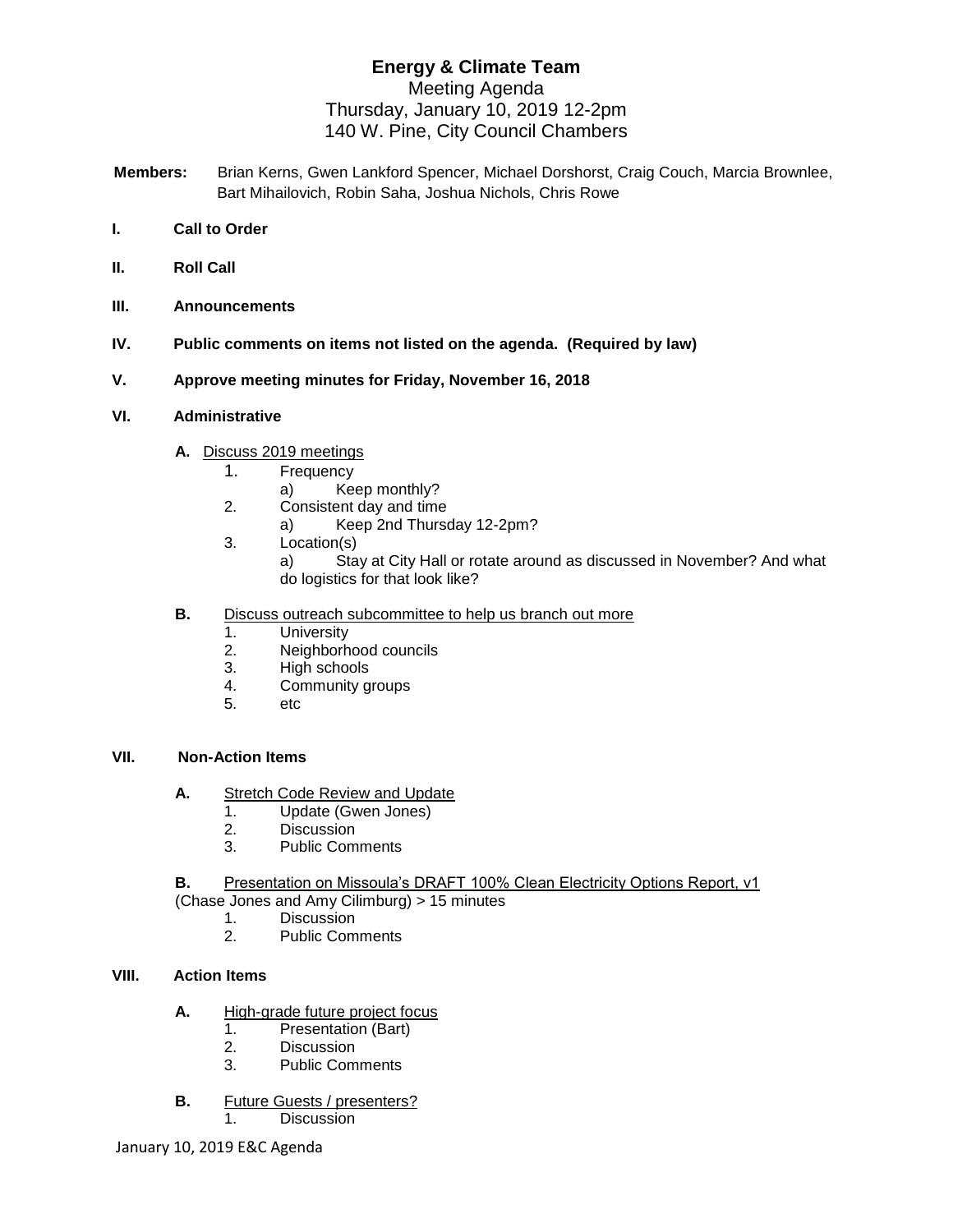# Energy & Climate Team

Meeting Agenda
Thursday, January 10, 2019 12-2pm
140 W. Pine, City Council Chambers

**Members:** Brian Kerns, Gwen Lankford Spencer, Michael Dorshorst, Craig Couch, Marcia Brownlee, Bart Mihailovich, Robin Saha, Joshua Nichols, Chris Rowe

**I. Call to Order**

**II. Roll Call**

**III. Announcements**

**IV. Public comments on items not listed on the agenda. (Required by law)**

**V. Approve meeting minutes for Friday, November 16, 2018**

**VI. Administrative**

- **A.** Discuss 2019 meetings
  1. Frequency
     - a) Keep monthly?
  2. Consistent day and time
     - a) Keep 2nd Thursday 12-2pm?
  3. Location(s)
     - a) Stay at City Hall or rotate around as discussed in November? And what do logistics for that look like?

- **B.** Discuss outreach subcommittee to help us branch out more
  1. University
  2. Neighborhood councils
  3. High schools
  4. Community groups
  5. etc

**VII. Non-Action Items**

- **A.** Stretch Code Review and Update
  1. Update (Gwen Jones)
  2. Discussion
  3. Public Comments

- **B.** Presentation on Missoula's DRAFT 100% Clean Electricity Options Report, v1 (Chase Jones and Amy Cilimburg) > 15 minutes
  1. Discussion
  2. Public Comments

**VIII. Action Items**

- **A.** High-grade future project focus
  1. Presentation (Bart)
  2. Discussion
  3. Public Comments

- **B.** Future Guests / presenters?
  1. Discussion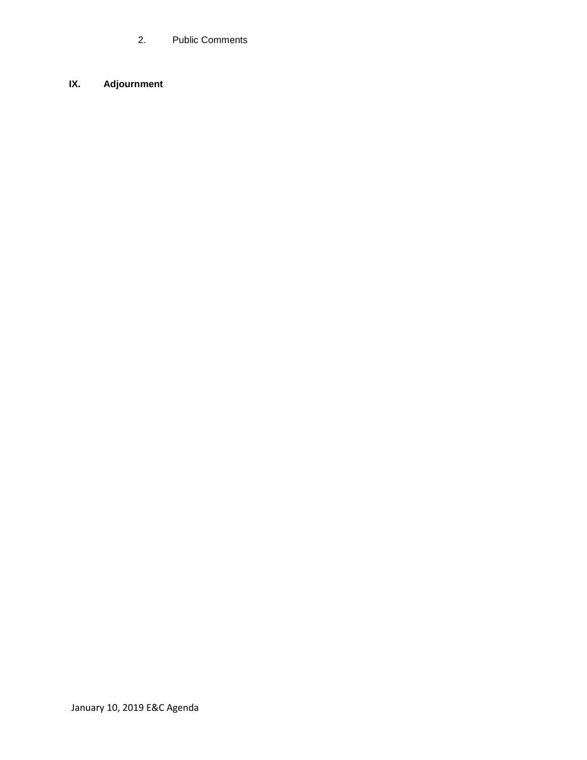2. Public Comments

**IX. Adjournment**